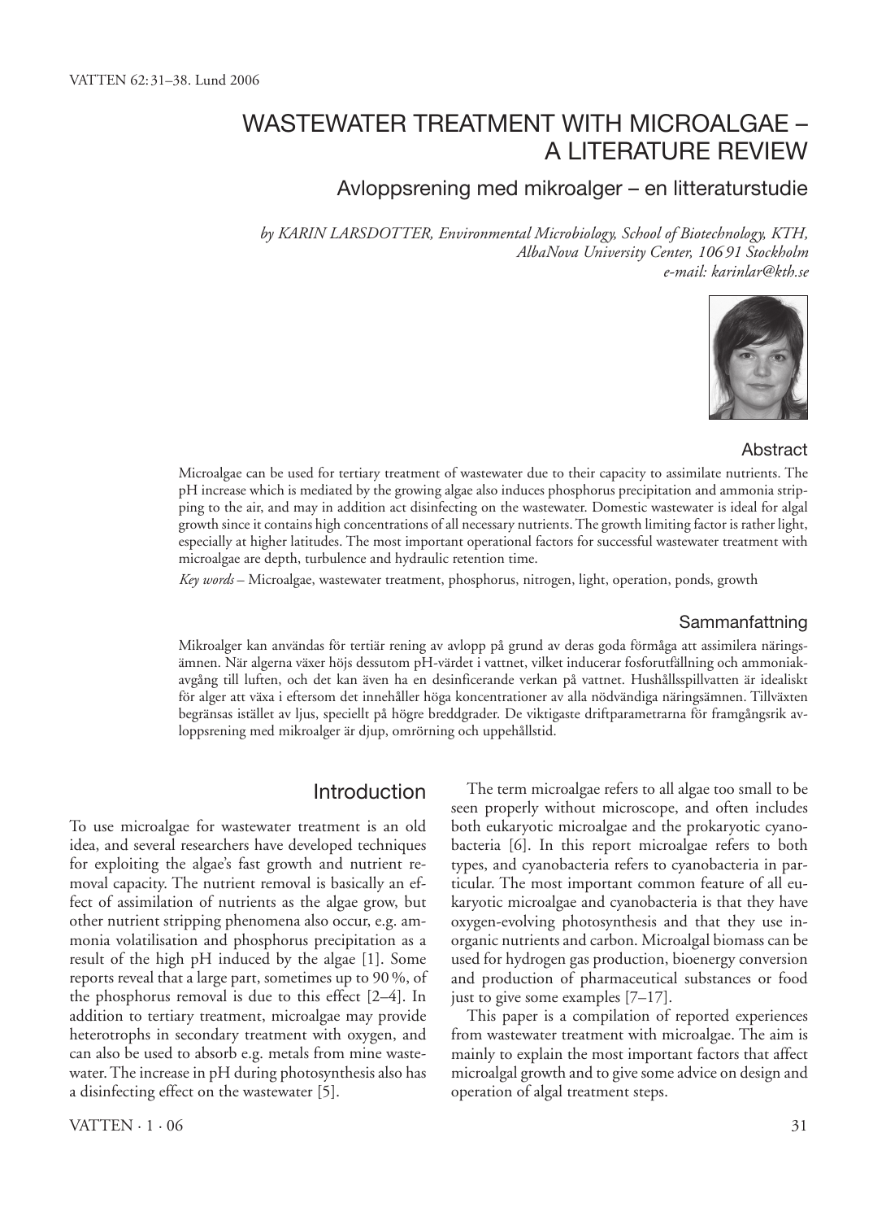# WASTEWATER TREATMENT WITH MICROALGAE – A LITERATURE REVIEW

## Avloppsrening med mikroalger – en litteraturstudie

*by KARIN LARSDOTTER, Environmental Microbiology, School of Biotechnology, KTH, AlbaNova University Center, 106 91 Stockholm*
*e-mail: karinlar@kth.se*

### Abstract

Microalgae can be used for tertiary treatment of wastewater due to their capacity to assimilate nutrients. The pH increase which is mediated by the growing algae also induces phosphorus precipitation and ammonia stripping to the air, and may in addition act disinfecting on the wastewater. Domestic wastewater is ideal for algal growth since it contains high concentrations of all necessary nutrients. The growth limiting factor is rather light, especially at higher latitudes. The most important operational factors for successful wastewater treatment with microalgae are depth, turbulence and hydraulic retention time.

*Key words* – Microalgae, wastewater treatment, phosphorus, nitrogen, light, operation, ponds, growth

### Sammanfattning

Mikroalger kan användas för tertiär rening av avlopp på grund av deras goda förmåga att assimilera näringsämnen. När algerna växer höjs dessutom pH-värdet i vattnet, vilket inducerar fosforutfällning och ammoniakavgång till luften, och det kan även ha en desinficerande verkan på vattnet. Hushållsspillvatten är idealiskt för alger att växa i eftersom det innehåller höga koncentrationer av alla nödvändiga näringsämnen. Tillväxten begränsas istället av ljus, speciellt på högre breddgrader. De viktigaste driftparametrarna för framgångsrik avloppsrening med mikroalger är djup, omrörning och uppehållstid.

## Introduction

To use microalgae for wastewater treatment is an old idea, and several researchers have developed techniques for exploiting the algae's fast growth and nutrient removal capacity. The nutrient removal is basically an effect of assimilation of nutrients as the algae grow, but other nutrient stripping phenomena also occur, e.g. ammonia volatilisation and phosphorus precipitation as a result of the high pH induced by the algae [1]. Some reports reveal that a large part, sometimes up to 90 %, of the phosphorus removal is due to this effect [2–4]. In addition to tertiary treatment, microalgae may provide heterotrophs in secondary treatment with oxygen, and can also be used to absorb e.g. metals from mine wastewater. The increase in pH during photosynthesis also has a disinfecting effect on the wastewater [5].

The term microalgae refers to all algae too small to be seen properly without microscope, and often includes both eukaryotic microalgae and the prokaryotic cyanobacteria [6]. In this report microalgae refers to both types, and cyanobacteria refers to cyanobacteria in particular. The most important common feature of all eukaryotic microalgae and cyanobacteria is that they have oxygen-evolving photosynthesis and that they use inorganic nutrients and carbon. Microalgal biomass can be used for hydrogen gas production, bioenergy conversion and production of pharmaceutical substances or food just to give some examples [7–17].

This paper is a compilation of reported experiences from wastewater treatment with microalgae. The aim is mainly to explain the most important factors that affect microalgal growth and to give some advice on design and operation of algal treatment steps.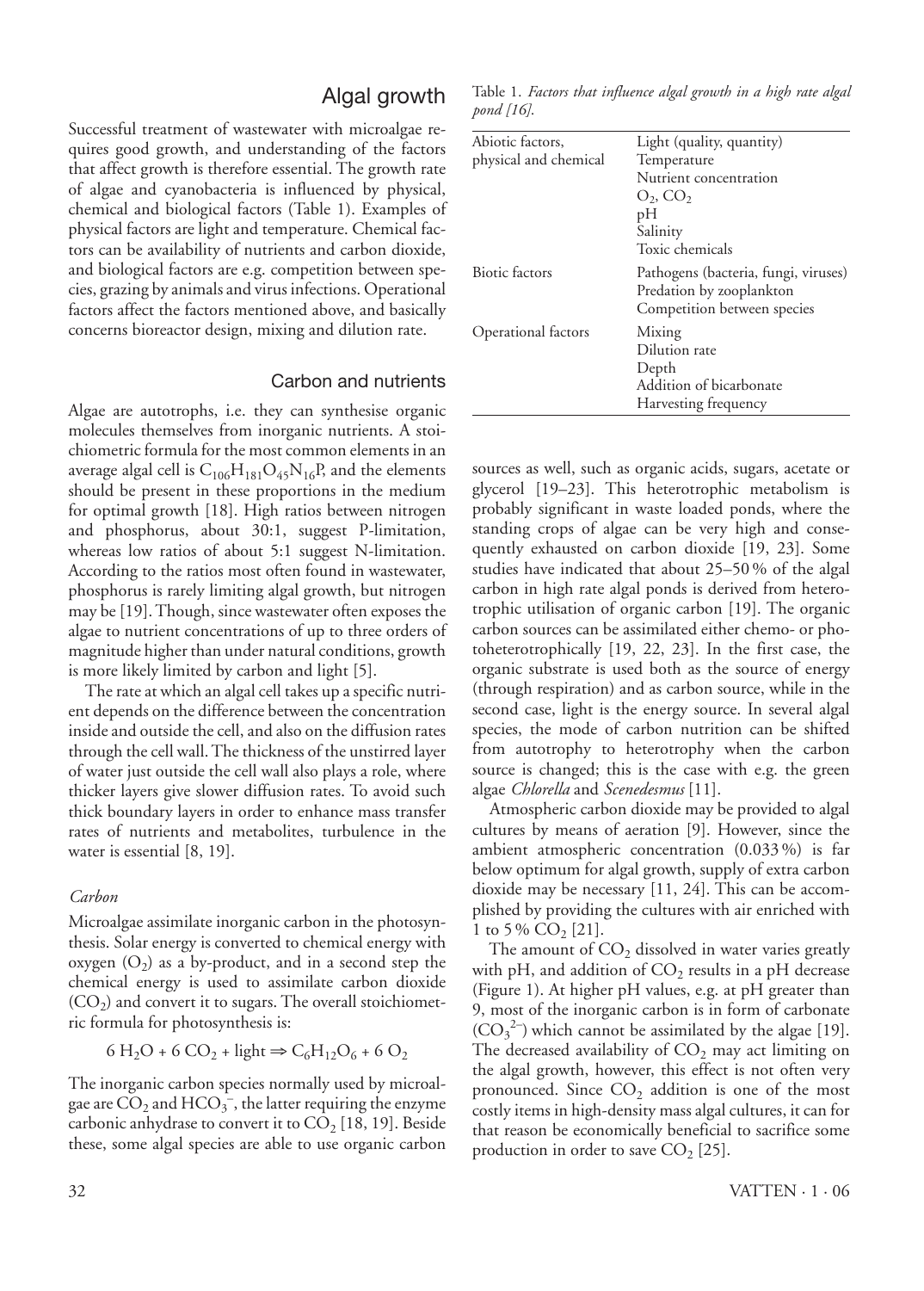## Algal growth

Successful treatment of wastewater with microalgae requires good growth, and understanding of the factors that affect growth is therefore essential. The growth rate of algae and cyanobacteria is influenced by physical, chemical and biological factors (Table 1). Examples of physical factors are light and temperature. Chemical factors can be availability of nutrients and carbon dioxide, and biological factors are e.g. competition between species, grazing by animals and virus infections. Operational factors affect the factors mentioned above, and basically concerns bioreactor design, mixing and dilution rate.

Table 1. *Factors that influence algal growth in a high rate algal pond [16].*

| | |
|---|---|
| Abiotic factors, physical and chemical | Light (quality, quantity)<br>Temperature<br>Nutrient concentration<br>$O_2$, $CO_2$<br>pH<br>Salinity<br>Toxic chemicals |
| Biotic factors | Pathogens (bacteria, fungi, viruses)<br>Predation by zooplankton<br>Competition between species |
| Operational factors | Mixing<br>Dilution rate<br>Depth<br>Addition of bicarbonate<br>Harvesting frequency |

### Carbon and nutrients

Algae are autotrophs, i.e. they can synthesise organic molecules themselves from inorganic nutrients. A stoichiometric formula for the most common elements in an average algal cell is $C_{106}H_{181}O_{45}N_{16}P$, and the elements should be present in these proportions in the medium for optimal growth [18]. High ratios between nitrogen and phosphorus, about 30:1, suggest P-limitation, whereas low ratios of about 5:1 suggest N-limitation. According to the ratios most often found in wastewater, phosphorus is rarely limiting algal growth, but nitrogen may be [19]. Though, since wastewater often exposes the algae to nutrient concentrations of up to three orders of magnitude higher than under natural conditions, growth is more likely limited by carbon and light [5].

The rate at which an algal cell takes up a specific nutrient depends on the difference between the concentration inside and outside the cell, and also on the diffusion rates through the cell wall. The thickness of the unstirred layer of water just outside the cell wall also plays a role, where thicker layers give slower diffusion rates. To avoid such thick boundary layers in order to enhance mass transfer rates of nutrients and metabolites, turbulence in the water is essential [8, 19].

#### *Carbon*

Microalgae assimilate inorganic carbon in the photosynthesis. Solar energy is converted to chemical energy with oxygen ($O_2$) as a by-product, and in a second step the chemical energy is used to assimilate carbon dioxide ($CO_2$) and convert it to sugars. The overall stoichiometric formula for photosynthesis is:

$$6\,H_2O + 6\,CO_2 + \text{light} \Rightarrow C_6H_{12}O_6 + 6\,O_2$$

The inorganic carbon species normally used by microalgae are $CO_2$ and $HCO_3^-$, the latter requiring the enzyme carbonic anhydrase to convert it to $CO_2$ [18, 19]. Beside these, some algal species are able to use organic carbon sources as well, such as organic acids, sugars, acetate or glycerol [19–23]. This heterotrophic metabolism is probably significant in waste loaded ponds, where the standing crops of algae can be very high and consequently exhausted on carbon dioxide [19, 23]. Some studies have indicated that about 25–50 % of the algal carbon in high rate algal ponds is derived from heterotrophic utilisation of organic carbon [19]. The organic carbon sources can be assimilated either chemo- or photoheterotrophically [19, 22, 23]. In the first case, the organic substrate is used both as the source of energy (through respiration) and as carbon source, while in the second case, light is the energy source. In several algal species, the mode of carbon nutrition can be shifted from autotrophy to heterotrophy when the carbon source is changed; this is the case with e.g. the green algae *Chlorella* and *Scenedesmus* [11].

Atmospheric carbon dioxide may be provided to algal cultures by means of aeration [9]. However, since the ambient atmospheric concentration (0.033 %) is far below optimum for algal growth, supply of extra carbon dioxide may be necessary [11, 24]. This can be accomplished by providing the cultures with air enriched with 1 to 5 % $CO_2$ [21].

The amount of $CO_2$ dissolved in water varies greatly with pH, and addition of $CO_2$ results in a pH decrease (Figure 1). At higher pH values, e.g. at pH greater than 9, most of the inorganic carbon is in form of carbonate ($CO_3^{2-}$) which cannot be assimilated by the algae [19]. The decreased availability of $CO_2$ may act limiting on the algal growth, however, this effect is not often very pronounced. Since $CO_2$ addition is one of the most costly items in high-density mass algal cultures, it can for that reason be economically beneficial to sacrifice some production in order to save $CO_2$ [25].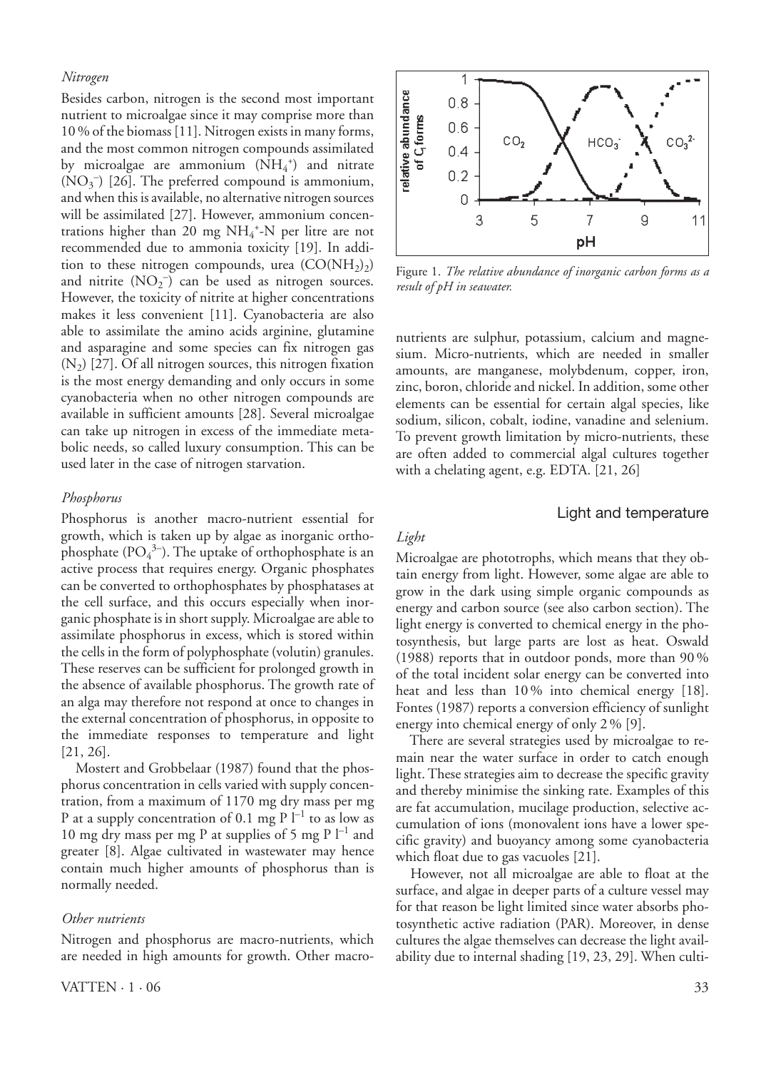*Nitrogen*

Besides carbon, nitrogen is the second most important nutrient to microalgae since it may comprise more than 10% of the biomass [11]. Nitrogen exists in many forms, and the most common nitrogen compounds assimilated by microalgae are ammonium ($NH_4^+$) and nitrate ($NO_3^-$) [26]. The preferred compound is ammonium, and when this is available, no alternative nitrogen sources will be assimilated [27]. However, ammonium concentrations higher than 20 mg $NH_4^+$-N per litre are not recommended due to ammonia toxicity [19]. In addition to these nitrogen compounds, urea ($CO(NH_2)_2$) and nitrite ($NO_2^-$) can be used as nitrogen sources. However, the toxicity of nitrite at higher concentrations makes it less convenient [11]. Cyanobacteria are also able to assimilate the amino acids arginine, glutamine and asparagine and some species can fix nitrogen gas ($N_2$) [27]. Of all nitrogen sources, this nitrogen fixation is the most energy demanding and only occurs in some cyanobacteria when no other nitrogen compounds are available in sufficient amounts [28]. Several microalgae can take up nitrogen in excess of the immediate metabolic needs, so called luxury consumption. This can be used later in the case of nitrogen starvation.

*Phosphorus*

Phosphorus is another macro-nutrient essential for growth, which is taken up by algae as inorganic orthophosphate ($PO_4^{3-}$). The uptake of orthophosphate is an active process that requires energy. Organic phosphates can be converted to orthophosphates by phosphatases at the cell surface, and this occurs especially when inorganic phosphate is in short supply. Microalgae are able to assimilate phosphorus in excess, which is stored within the cells in the form of polyphosphate (volutin) granules. These reserves can be sufficient for prolonged growth in the absence of available phosphorus. The growth rate of an alga may therefore not respond at once to changes in the external concentration of phosphorus, in opposite to the immediate responses to temperature and light [21, 26].

Mostert and Grobbelaar (1987) found that the phosphorus concentration in cells varied with supply concentration, from a maximum of 1170 mg dry mass per mg P at a supply concentration of 0.1 mg P $l^{-1}$ to as low as 10 mg dry mass per mg P at supplies of 5 mg P $l^{-1}$ and greater [8]. Algae cultivated in wastewater may hence contain much higher amounts of phosphorus than is normally needed.

*Other nutrients*

Nitrogen and phosphorus are macro-nutrients, which are needed in high amounts for growth. Other macro-nutrients are sulphur, potassium, calcium and magnesium. Micro-nutrients, which are needed in smaller amounts, are manganese, molybdenum, copper, iron, zinc, boron, chloride and nickel. In addition, some other elements can be essential for certain algal species, like sodium, silicon, cobalt, iodine, vanadine and selenium. To prevent growth limitation by micro-nutrients, these are often added to commercial algal cultures together with a chelating agent, e.g. EDTA. [21, 26]

Figure 1. *The relative abundance of inorganic carbon forms as a result of pH in seawater.*

## Light and temperature

*Light*

Microalgae are phototrophs, which means that they obtain energy from light. However, some algae are able to grow in the dark using simple organic compounds as energy and carbon source (see also carbon section). The light energy is converted to chemical energy in the photosynthesis, but large parts are lost as heat. Oswald (1988) reports that in outdoor ponds, more than 90% of the total incident solar energy can be converted into heat and less than 10% into chemical energy [18]. Fontes (1987) reports a conversion efficiency of sunlight energy into chemical energy of only 2% [9].

There are several strategies used by microalgae to remain near the water surface in order to catch enough light. These strategies aim to decrease the specific gravity and thereby minimise the sinking rate. Examples of this are fat accumulation, mucilage production, selective accumulation of ions (monovalent ions have a lower specific gravity) and buoyancy among some cyanobacteria which float due to gas vacuoles [21].

However, not all microalgae are able to float at the surface, and algae in deeper parts of a culture vessel may for that reason be light limited since water absorbs photosynthetic active radiation (PAR). Moreover, in dense cultures the algae themselves can decrease the light availability due to internal shading [19, 23, 29]. When culti-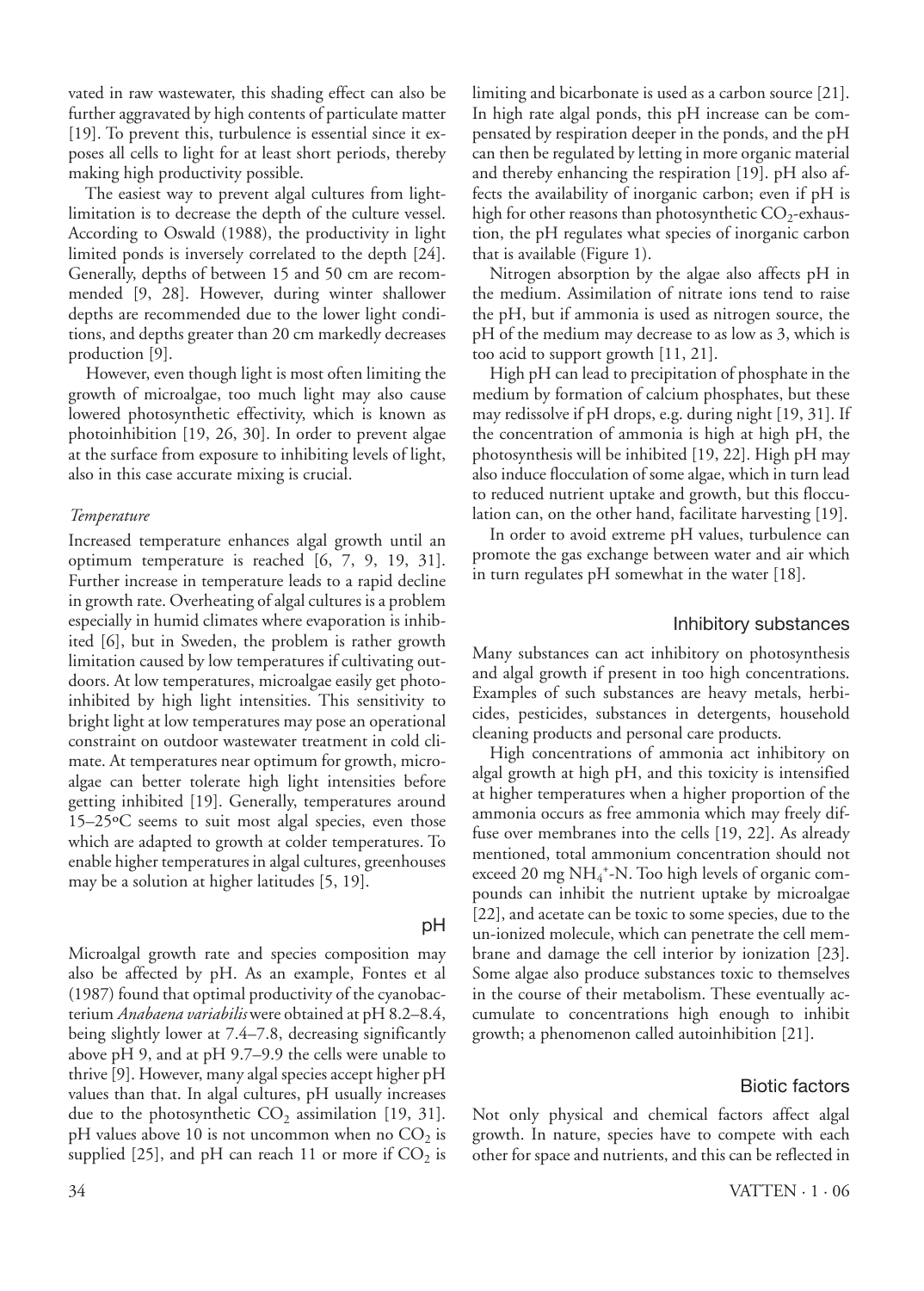vated in raw wastewater, this shading effect can also be further aggravated by high contents of particulate matter [19]. To prevent this, turbulence is essential since it exposes all cells to light for at least short periods, thereby making high productivity possible.

The easiest way to prevent algal cultures from light-limitation is to decrease the depth of the culture vessel. According to Oswald (1988), the productivity in light limited ponds is inversely correlated to the depth [24]. Generally, depths of between 15 and 50 cm are recommended [9, 28]. However, during winter shallower depths are recommended due to the lower light conditions, and depths greater than 20 cm markedly decreases production [9].

However, even though light is most often limiting the growth of microalgae, too much light may also cause lowered photosynthetic effectivity, which is known as photoinhibition [19, 26, 30]. In order to prevent algae at the surface from exposure to inhibiting levels of light, also in this case accurate mixing is crucial.

*Temperature*

Increased temperature enhances algal growth until an optimum temperature is reached [6, 7, 9, 19, 31]. Further increase in temperature leads to a rapid decline in growth rate. Overheating of algal cultures is a problem especially in humid climates where evaporation is inhibited [6], but in Sweden, the problem is rather growth limitation caused by low temperatures if cultivating outdoors. At low temperatures, microalgae easily get photoinhibited by high light intensities. This sensitivity to bright light at low temperatures may pose an operational constraint on outdoor wastewater treatment in cold climate. At temperatures near optimum for growth, microalgae can better tolerate high light intensities before getting inhibited [19]. Generally, temperatures around 15–25ºC seems to suit most algal species, even those which are adapted to growth at colder temperatures. To enable higher temperatures in algal cultures, greenhouses may be a solution at higher latitudes [5, 19].

## pH

Microalgal growth rate and species composition may also be affected by pH. As an example, Fontes et al (1987) found that optimal productivity of the cyanobacterium *Anabaena variabilis* were obtained at pH 8.2–8.4, being slightly lower at 7.4–7.8, decreasing significantly above pH 9, and at pH 9.7–9.9 the cells were unable to thrive [9]. However, many algal species accept higher pH values than that. In algal cultures, pH usually increases due to the photosynthetic $CO_2$ assimilation [19, 31]. pH values above 10 is not uncommon when no $CO_2$ is supplied [25], and pH can reach 11 or more if $CO_2$ is limiting and bicarbonate is used as a carbon source [21]. In high rate algal ponds, this pH increase can be compensated by respiration deeper in the ponds, and the pH can then be regulated by letting in more organic material and thereby enhancing the respiration [19]. pH also affects the availability of inorganic carbon; even if pH is high for other reasons than photosynthetic $CO_2$-exhaustion, the pH regulates what species of inorganic carbon that is available (Figure 1).

Nitrogen absorption by the algae also affects pH in the medium. Assimilation of nitrate ions tend to raise the pH, but if ammonia is used as nitrogen source, the pH of the medium may decrease to as low as 3, which is too acid to support growth [11, 21].

High pH can lead to precipitation of phosphate in the medium by formation of calcium phosphates, but these may redissolve if pH drops, e.g. during night [19, 31]. If the concentration of ammonia is high at high pH, the photosynthesis will be inhibited [19, 22]. High pH may also induce flocculation of some algae, which in turn lead to reduced nutrient uptake and growth, but this flocculation can, on the other hand, facilitate harvesting [19].

In order to avoid extreme pH values, turbulence can promote the gas exchange between water and air which in turn regulates pH somewhat in the water [18].

## Inhibitory substances

Many substances can act inhibitory on photosynthesis and algal growth if present in too high concentrations. Examples of such substances are heavy metals, herbicides, pesticides, substances in detergents, household cleaning products and personal care products.

High concentrations of ammonia act inhibitory on algal growth at high pH, and this toxicity is intensified at higher temperatures when a higher proportion of the ammonia occurs as free ammonia which may freely diffuse over membranes into the cells [19, 22]. As already mentioned, total ammonium concentration should not exceed 20 mg $NH_4^+$-N. Too high levels of organic compounds can inhibit the nutrient uptake by microalgae [22], and acetate can be toxic to some species, due to the un-ionized molecule, which can penetrate the cell membrane and damage the cell interior by ionization [23]. Some algae also produce substances toxic to themselves in the course of their metabolism. These eventually accumulate to concentrations high enough to inhibit growth; a phenomenon called autoinhibition [21].

## Biotic factors

Not only physical and chemical factors affect algal growth. In nature, species have to compete with each other for space and nutrients, and this can be reflected in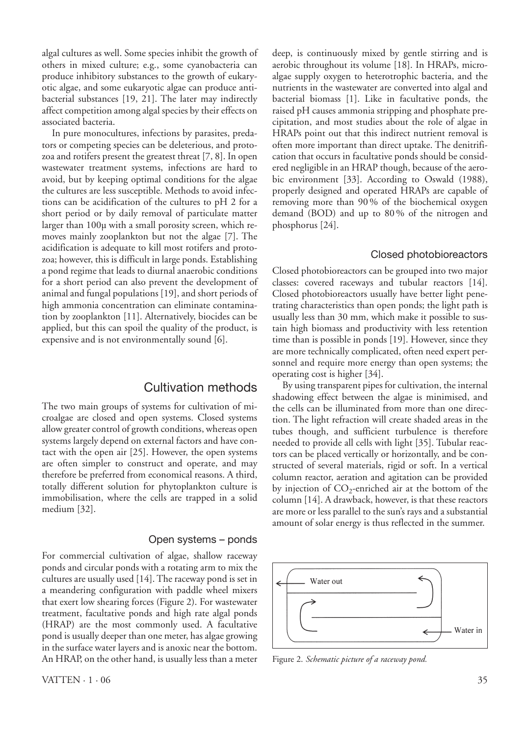algal cultures as well. Some species inhibit the growth of others in mixed culture; e.g., some cyanobacteria can produce inhibitory substances to the growth of eukaryotic algae, and some eukaryotic algae can produce antibacterial substances [19, 21]. The later may indirectly affect competition among algal species by their effects on associated bacteria.

In pure monocultures, infections by parasites, predators or competing species can be deleterious, and protozoa and rotifers present the greatest threat [7, 8]. In open wastewater treatment systems, infections are hard to avoid, but by keeping optimal conditions for the algae the cultures are less susceptible. Methods to avoid infections can be acidification of the cultures to pH 2 for a short period or by daily removal of particulate matter larger than 100µ with a small porosity screen, which removes mainly zooplankton but not the algae [7]. The acidification is adequate to kill most rotifers and protozoa; however, this is difficult in large ponds. Establishing a pond regime that leads to diurnal anaerobic conditions for a short period can also prevent the development of animal and fungal populations [19], and short periods of high ammonia concentration can eliminate contamination by zooplankton [11]. Alternatively, biocides can be applied, but this can spoil the quality of the product, is expensive and is not environmentally sound [6].

## Cultivation methods

The two main groups of systems for cultivation of microalgae are closed and open systems. Closed systems allow greater control of growth conditions, whereas open systems largely depend on external factors and have contact with the open air [25]. However, the open systems are often simpler to construct and operate, and may therefore be preferred from economical reasons. A third, totally different solution for phytoplankton culture is immobilisation, where the cells are trapped in a solid medium [32].

### Open systems – ponds

For commercial cultivation of algae, shallow raceway ponds and circular ponds with a rotating arm to mix the cultures are usually used [14]. The raceway pond is set in a meandering configuration with paddle wheel mixers that exert low shearing forces (Figure 2). For wastewater treatment, facultative ponds and high rate algal ponds (HRAP) are the most commonly used. A facultative pond is usually deeper than one meter, has algae growing in the surface water layers and is anoxic near the bottom. An HRAP, on the other hand, is usually less than a meter deep, is continuously mixed by gentle stirring and is aerobic throughout its volume [18]. In HRAPs, microalgae supply oxygen to heterotrophic bacteria, and the nutrients in the wastewater are converted into algal and bacterial biomass [1]. Like in facultative ponds, the raised pH causes ammonia stripping and phosphate precipitation, and most studies about the role of algae in HRAPs point out that this indirect nutrient removal is often more important than direct uptake. The denitrification that occurs in facultative ponds should be considered negligible in an HRAP though, because of the aerobic environment [33]. According to Oswald (1988), properly designed and operated HRAPs are capable of removing more than 90 % of the biochemical oxygen demand (BOD) and up to 80 % of the nitrogen and phosphorus [24].

### Closed photobioreactors

Closed photobioreactors can be grouped into two major classes: covered raceways and tubular reactors [14]. Closed photobioreactors usually have better light penetrating characteristics than open ponds; the light path is usually less than 30 mm, which make it possible to sustain high biomass and productivity with less retention time than is possible in ponds [19]. However, since they are more technically complicated, often need expert personnel and require more energy than open systems; the operating cost is higher [34].

By using transparent pipes for cultivation, the internal shadowing effect between the algae is minimised, and the cells can be illuminated from more than one direction. The light refraction will create shaded areas in the tubes though, and sufficient turbulence is therefore needed to provide all cells with light [35]. Tubular reactors can be placed vertically or horizontally, and be constructed of several materials, rigid or soft. In a vertical column reactor, aeration and agitation can be provided by injection of $CO_2$-enriched air at the bottom of the column [14]. A drawback, however, is that these reactors are more or less parallel to the sun's rays and a substantial amount of solar energy is thus reflected in the summer.

Water out

Water in

Figure 2. *Schematic picture of a raceway pond.*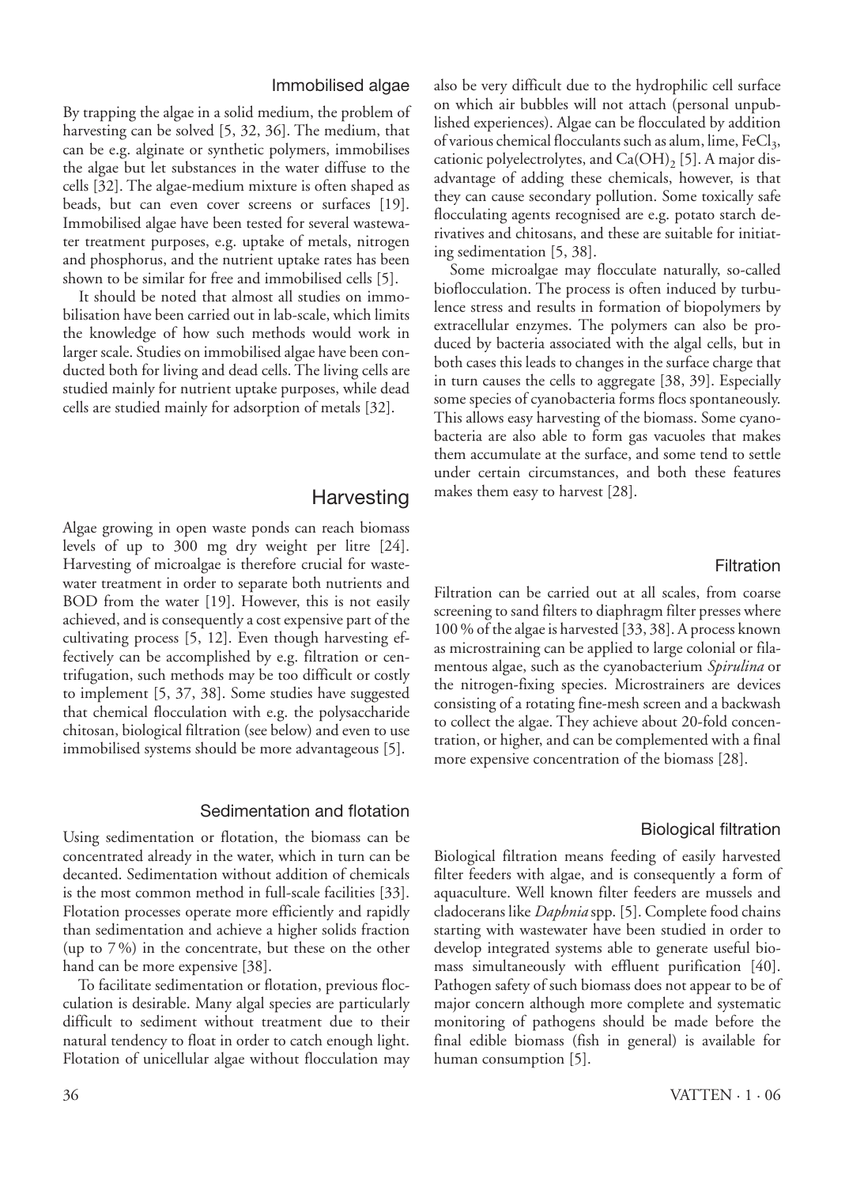### Immobilised algae

By trapping the algae in a solid medium, the problem of harvesting can be solved [5, 32, 36]. The medium, that can be e.g. alginate or synthetic polymers, immobilises the algae but let substances in the water diffuse to the cells [32]. The algae-medium mixture is often shaped as beads, but can even cover screens or surfaces [19]. Immobilised algae have been tested for several wastewater treatment purposes, e.g. uptake of metals, nitrogen and phosphorus, and the nutrient uptake rates has been shown to be similar for free and immobilised cells [5].

It should be noted that almost all studies on immobilisation have been carried out in lab-scale, which limits the knowledge of how such methods would work in larger scale. Studies on immobilised algae have been conducted both for living and dead cells. The living cells are studied mainly for nutrient uptake purposes, while dead cells are studied mainly for adsorption of metals [32].

## Harvesting

Algae growing in open waste ponds can reach biomass levels of up to 300 mg dry weight per litre [24]. Harvesting of microalgae is therefore crucial for wastewater treatment in order to separate both nutrients and BOD from the water [19]. However, this is not easily achieved, and is consequently a cost expensive part of the cultivating process [5, 12]. Even though harvesting effectively can be accomplished by e.g. filtration or centrifugation, such methods may be too difficult or costly to implement [5, 37, 38]. Some studies have suggested that chemical flocculation with e.g. the polysaccharide chitosan, biological filtration (see below) and even to use immobilised systems should be more advantageous [5].

### Sedimentation and flotation

Using sedimentation or flotation, the biomass can be concentrated already in the water, which in turn can be decanted. Sedimentation without addition of chemicals is the most common method in full-scale facilities [33]. Flotation processes operate more efficiently and rapidly than sedimentation and achieve a higher solids fraction (up to 7%) in the concentrate, but these on the other hand can be more expensive [38].

To facilitate sedimentation or flotation, previous flocculation is desirable. Many algal species are particularly difficult to sediment without treatment due to their natural tendency to float in order to catch enough light. Flotation of unicellular algae without flocculation may also be very difficult due to the hydrophilic cell surface on which air bubbles will not attach (personal unpublished experiences). Algae can be flocculated by addition of various chemical flocculants such as alum, lime, $FeCl_3$, cationic polyelectrolytes, and $Ca(OH)_2$ [5]. A major disadvantage of adding these chemicals, however, is that they can cause secondary pollution. Some toxically safe flocculating agents recognised are e.g. potato starch derivatives and chitosans, and these are suitable for initiating sedimentation [5, 38].

Some microalgae may flocculate naturally, so-called bioflocculation. The process is often induced by turbulence stress and results in formation of biopolymers by extracellular enzymes. The polymers can also be produced by bacteria associated with the algal cells, but in both cases this leads to changes in the surface charge that in turn causes the cells to aggregate [38, 39]. Especially some species of cyanobacteria forms flocs spontaneously. This allows easy harvesting of the biomass. Some cyanobacteria are also able to form gas vacuoles that makes them accumulate at the surface, and some tend to settle under certain circumstances, and both these features makes them easy to harvest [28].

### Filtration

Filtration can be carried out at all scales, from coarse screening to sand filters to diaphragm filter presses where 100% of the algae is harvested [33, 38]. A process known as microstraining can be applied to large colonial or filamentous algae, such as the cyanobacterium *Spirulina* or the nitrogen-fixing species. Microstrainers are devices consisting of a rotating fine-mesh screen and a backwash to collect the algae. They achieve about 20-fold concentration, or higher, and can be complemented with a final more expensive concentration of the biomass [28].

### Biological filtration

Biological filtration means feeding of easily harvested filter feeders with algae, and is consequently a form of aquaculture. Well known filter feeders are mussels and cladocerans like *Daphnia* spp. [5]. Complete food chains starting with wastewater have been studied in order to develop integrated systems able to generate useful biomass simultaneously with effluent purification [40]. Pathogen safety of such biomass does not appear to be of major concern although more complete and systematic monitoring of pathogens should be made before the final edible biomass (fish in general) is available for human consumption [5].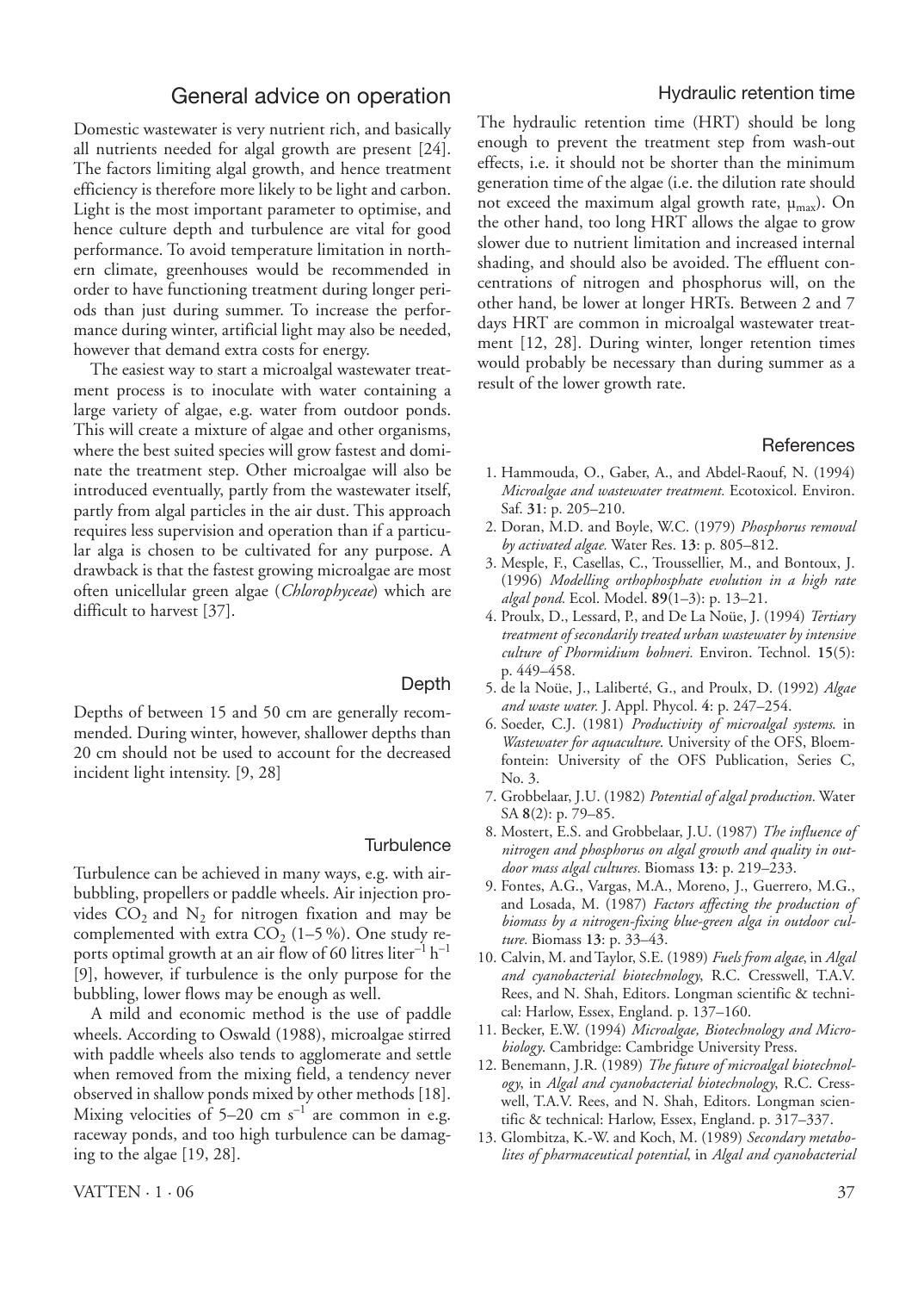## General advice on operation

Domestic wastewater is very nutrient rich, and basically all nutrients needed for algal growth are present [24]. The factors limiting algal growth, and hence treatment efficiency is therefore more likely to be light and carbon. Light is the most important parameter to optimise, and hence culture depth and turbulence are vital for good performance. To avoid temperature limitation in northern climate, greenhouses would be recommended in order to have functioning treatment during longer periods than just during summer. To increase the performance during winter, artificial light may also be needed, however that demand extra costs for energy.

The easiest way to start a microalgal wastewater treatment process is to inoculate with water containing a large variety of algae, e.g. water from outdoor ponds. This will create a mixture of algae and other organisms, where the best suited species will grow fastest and dominate the treatment step. Other microalgae will also be introduced eventually, partly from the wastewater itself, partly from algal particles in the air dust. This approach requires less supervision and operation than if a particular alga is chosen to be cultivated for any purpose. A drawback is that the fastest growing microalgae are most often unicellular green algae (*Chlorophyceae*) which are difficult to harvest [37].

### Depth

Depths of between 15 and 50 cm are generally recommended. During winter, however, shallower depths than 20 cm should not be used to account for the decreased incident light intensity. [9, 28]

### Turbulence

Turbulence can be achieved in many ways, e.g. with air-bubbling, propellers or paddle wheels. Air injection provides $CO_2$ and $N_2$ for nitrogen fixation and may be complemented with extra $CO_2$ (1–5 %). One study reports optimal growth at an air flow of 60 litres liter$^{-1}$ h$^{-1}$ [9], however, if turbulence is the only purpose for the bubbling, lower flows may be enough as well.

A mild and economic method is the use of paddle wheels. According to Oswald (1988), microalgae stirred with paddle wheels also tends to agglomerate and settle when removed from the mixing field, a tendency never observed in shallow ponds mixed by other methods [18]. Mixing velocities of 5–20 cm s$^{-1}$ are common in e.g. raceway ponds, and too high turbulence can be damaging to the algae [19, 28].

### Hydraulic retention time

The hydraulic retention time (HRT) should be long enough to prevent the treatment step from wash-out effects, i.e. it should not be shorter than the minimum generation time of the algae (i.e. the dilution rate should not exceed the maximum algal growth rate, $\mu_{max}$). On the other hand, too long HRT allows the algae to grow slower due to nutrient limitation and increased internal shading, and should also be avoided. The effluent concentrations of nitrogen and phosphorus will, on the other hand, be lower at longer HRTs. Between 2 and 7 days HRT are common in microalgal wastewater treatment [12, 28]. During winter, longer retention times would probably be necessary than during summer as a result of the lower growth rate.

## References

1. Hammouda, O., Gaber, A., and Abdel-Raouf, N. (1994) *Microalgae and wastewater treatment.* Ecotoxicol. Environ. Saf. **31**: p. 205–210.
2. Doran, M.D. and Boyle, W.C. (1979) *Phosphorus removal by activated algae.* Water Res. **13**: p. 805–812.
3. Mesple, F., Casellas, C., Troussellier, M., and Bontoux, J. (1996) *Modelling orthophosphate evolution in a high rate algal pond.* Ecol. Model. **89**(1–3): p. 13–21.
4. Proulx, D., Lessard, P., and De La Noüe, J. (1994) *Tertiary treatment of secondarily treated urban wastewater by intensive culture of Phormidium bohneri.* Environ. Technol. **15**(5): p. 449–458.
5. de la Noüe, J., Laliberté, G., and Proulx, D. (1992) *Algae and waste water.* J. Appl. Phycol. **4**: p. 247–254.
6. Soeder, C.J. (1981) *Productivity of microalgal systems.* in *Wastewater for aquaculture.* University of the OFS, Bloemfontein: University of the OFS Publication, Series C, No. 3.
7. Grobbelaar, J.U. (1982) *Potential of algal production.* Water SA **8**(2): p. 79–85.
8. Mostert, E.S. and Grobbelaar, J.U. (1987) *The influence of nitrogen and phosphorus on algal growth and quality in outdoor mass algal cultures.* Biomass **13**: p. 219–233.
9. Fontes, A.G., Vargas, M.A., Moreno, J., Guerrero, M.G., and Losada, M. (1987) *Factors affecting the production of biomass by a nitrogen-fixing blue-green alga in outdoor culture.* Biomass **13**: p. 33–43.
10. Calvin, M. and Taylor, S.E. (1989) *Fuels from algae*, in *Algal and cyanobacterial biotechnology*, R.C. Cresswell, T.A.V. Rees, and N. Shah, Editors. Longman scientific & technical: Harlow, Essex, England. p. 137–160.
11. Becker, E.W. (1994) *Microalgae, Biotechnology and Microbiology.* Cambridge: Cambridge University Press.
12. Benemann, J.R. (1989) *The future of microalgal biotechnology*, in *Algal and cyanobacterial biotechnology*, R.C. Cresswell, T.A.V. Rees, and N. Shah, Editors. Longman scientific & technical: Harlow, Essex, England. p. 317–337.
13. Glombitza, K.-W. and Koch, M. (1989) *Secondary metabolites of pharmaceutical potential*, in *Algal and cyanobacterial*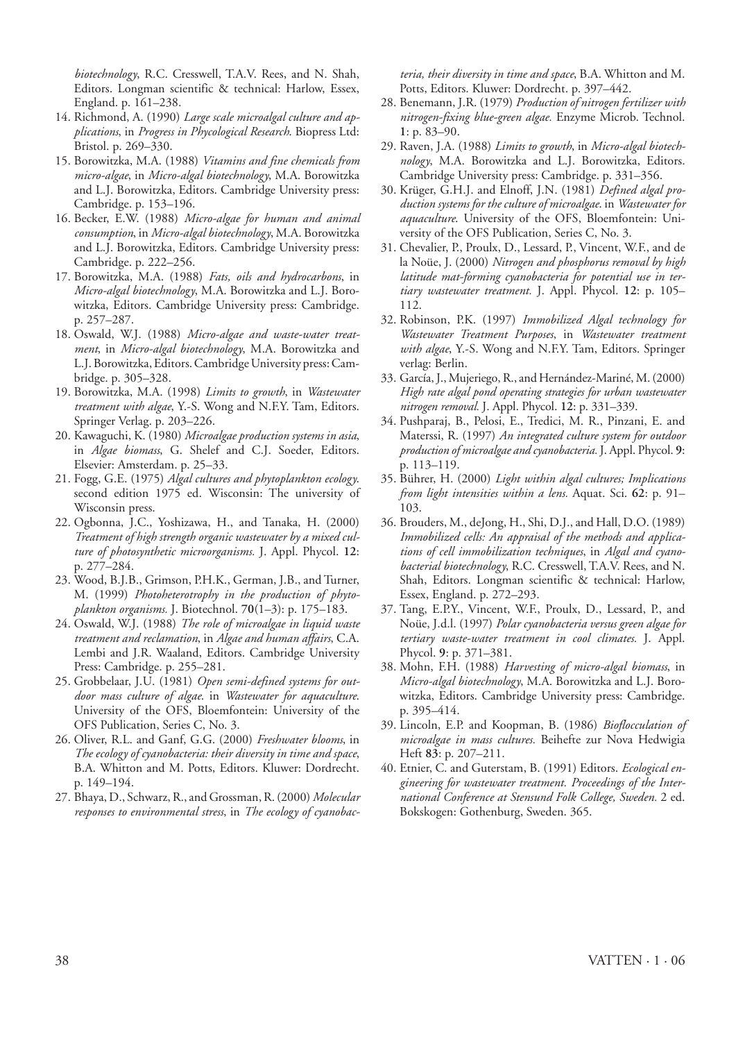*biotechnology*, R.C. Cresswell, T.A.V. Rees, and N. Shah, Editors. Longman scientific & technical: Harlow, Essex, England. p. 161–238.

14. Richmond, A. (1990) *Large scale microalgal culture and applications*, in *Progress in Phycological Research.* Biopress Ltd: Bristol. p. 269–330.
15. Borowitzka, M.A. (1988) *Vitamins and fine chemicals from micro-algae*, in *Micro-algal biotechnology*, M.A. Borowitzka and L.J. Borowitzka, Editors. Cambridge University press: Cambridge. p. 153–196.
16. Becker, E.W. (1988) *Micro-algae for human and animal consumption*, in *Micro-algal biotechnology*, M.A. Borowitzka and L.J. Borowitzka, Editors. Cambridge University press: Cambridge. p. 222–256.
17. Borowitzka, M.A. (1988) *Fats, oils and hydrocarbons*, in *Micro-algal biotechnology*, M.A. Borowitzka and L.J. Borowitzka, Editors. Cambridge University press: Cambridge. p. 257–287.
18. Oswald, W.J. (1988) *Micro-algae and waste-water treatment*, in *Micro-algal biotechnology*, M.A. Borowitzka and L.J. Borowitzka, Editors. Cambridge University press: Cambridge. p. 305–328.
19. Borowitzka, M.A. (1998) *Limits to growth*, in *Wastewater treatment with algae*, Y.-S. Wong and N.F.Y. Tam, Editors. Springer Verlag. p. 203–226.
20. Kawaguchi, K. (1980) *Microalgae production systems in asia*, in *Algae biomass*, G. Shelef and C.J. Soeder, Editors. Elsevier: Amsterdam. p. 25–33.
21. Fogg, G.E. (1975) *Algal cultures and phytoplankton ecology*. second edition 1975 ed. Wisconsin: The university of Wisconsin press.
22. Ogbonna, J.C., Yoshizawa, H., and Tanaka, H. (2000) *Treatment of high strength organic wastewater by a mixed culture of photosynthetic microorganisms.* J. Appl. Phycol. **12**: p. 277–284.
23. Wood, B.J.B., Grimson, P.H.K., German, J.B., and Turner, M. (1999) *Photoheterotrophy in the production of phytoplankton organisms.* J. Biotechnol. **70**(1–3): p. 175–183.
24. Oswald, W.J. (1988) *The role of microalgae in liquid waste treatment and reclamation*, in *Algae and human affairs*, C.A. Lembi and J.R. Waaland, Editors. Cambridge University Press: Cambridge. p. 255–281.
25. Grobbelaar, J.U. (1981) *Open semi-defined systems for outdoor mass culture of algae.* in *Wastewater for aquaculture.* University of the OFS, Bloemfontein: University of the OFS Publication, Series C, No. 3.
26. Oliver, R.L. and Ganf, G.G. (2000) *Freshwater blooms*, in *The ecology of cyanobacteria: their diversity in time and space*, B.A. Whitton and M. Potts, Editors. Kluwer: Dordrecht. p. 149–194.
27. Bhaya, D., Schwarz, R., and Grossman, R. (2000) *Molecular responses to environmental stress*, in *The ecology of cyanobacteria, their diversity in time and space*, B.A. Whitton and M. Potts, Editors. Kluwer: Dordrecht. p. 397–442.
28. Benemann, J.R. (1979) *Production of nitrogen fertilizer with nitrogen-fixing blue-green algae.* Enzyme Microb. Technol. **1**: p. 83–90.
29. Raven, J.A. (1988) *Limits to growth*, in *Micro-algal biotechnology*, M.A. Borowitzka and L.J. Borowitzka, Editors. Cambridge University press: Cambridge. p. 331–356.
30. Krüger, G.H.J. and Elnoff, J.N. (1981) *Defined algal production systems for the culture of microalgae.* in *Wastewater for aquaculture.* University of the OFS, Bloemfontein: University of the OFS Publication, Series C, No. 3.
31. Chevalier, P., Proulx, D., Lessard, P., Vincent, W.F., and de la Noüe, J. (2000) *Nitrogen and phosphorus removal by high latitude mat-forming cyanobacteria for potential use in tertiary wastewater treatment.* J. Appl. Phycol. **12**: p. 105–112.
32. Robinson, P.K. (1997) *Immobilized Algal technology for Wastewater Treatment Purposes*, in *Wastewater treatment with algae*, Y.-S. Wong and N.F.Y. Tam, Editors. Springer verlag: Berlin.
33. García, J., Mujeriego, R., and Hernández-Mariné, M. (2000) *High rate algal pond operating strategies for urban wastewater nitrogen removal.* J. Appl. Phycol. **12**: p. 331–339.
34. Pushparaj, B., Pelosi, E., Tredici, M. R., Pinzani, E. and Materssi, R. (1997) *An integrated culture system for outdoor production of microalgae and cyanobacteria.* J. Appl. Phycol. **9**: p. 113–119.
35. Bührer, H. (2000) *Light within algal cultures; Implications from light intensities within a lens.* Aquat. Sci. **62**: p. 91–103.
36. Brouders, M., deJong, H., Shi, D.J., and Hall, D.O. (1989) *Immobilized cells: An appraisal of the methods and applications of cell immobilization techniques*, in *Algal and cyanobacterial biotechnology*, R.C. Cresswell, T.A.V. Rees, and N. Shah, Editors. Longman scientific & technical: Harlow, Essex, England. p. 272–293.
37. Tang, E.P.Y., Vincent, W.F., Proulx, D., Lessard, P., and Noüe, J.d.l. (1997) *Polar cyanobacteria versus green algae for tertiary waste-water treatment in cool climates.* J. Appl. Phycol. **9**: p. 371–381.
38. Mohn, F.H. (1988) *Harvesting of micro-algal biomass*, in *Micro-algal biotechnology*, M.A. Borowitzka and L.J. Borowitzka, Editors. Cambridge University press: Cambridge. p. 395–414.
39. Lincoln, E.P. and Koopman, B. (1986) *Bioflocculation of microalgae in mass cultures.* Beihefte zur Nova Hedwigia Heft **83**: p. 207–211.
40. Etnier, C. and Guterstam, B. (1991) Editors. *Ecological engineering for wastewater treatment. Proceedings of the International Conference at Stensund Folk College, Sweden.* 2 ed. Bokskogen: Gothenburg, Sweden. 365.